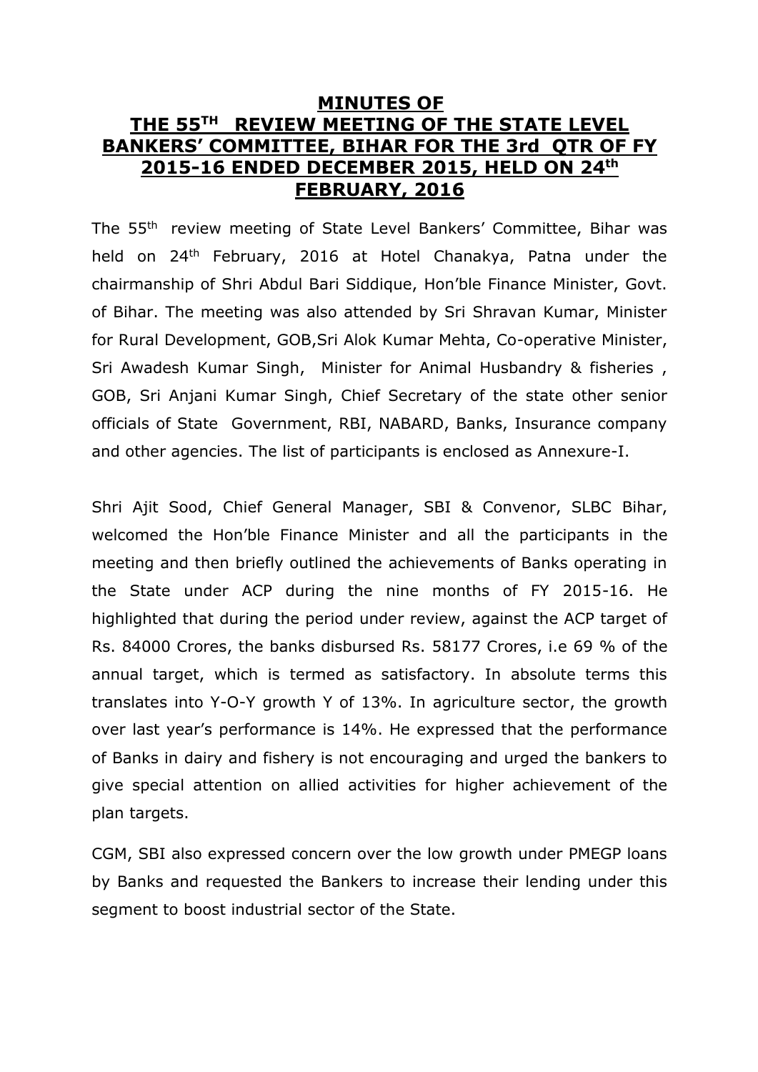# MINUTES OF THE 55TH REVIEW MEETING OF THE STATE LEVEL BANKERS' COMMITTEE, BIHAR FOR THE 3rd QTR OF FY 2015-16 ENDED DECEMBER 2015, HELD ON 24th FEBRUARY, 2016

The 55th review meeting of State Level Bankers' Committee, Bihar was held on 24th February, 2016 at Hotel Chanakya, Patna under the chairmanship of Shri Abdul Bari Siddique, Hon'ble Finance Minister, Govt. of Bihar. The meeting was also attended by Sri Shravan Kumar, Minister for Rural Development, GOB,Sri Alok Kumar Mehta, Co-operative Minister, Sri Awadesh Kumar Singh, Minister for Animal Husbandry & fisheries , GOB, Sri Anjani Kumar Singh, Chief Secretary of the state other senior officials of State Government, RBI, NABARD, Banks, Insurance company and other agencies. The list of participants is enclosed as Annexure-I.

Shri Ajit Sood, Chief General Manager, SBI & Convenor, SLBC Bihar, welcomed the Hon'ble Finance Minister and all the participants in the meeting and then briefly outlined the achievements of Banks operating in the State under ACP during the nine months of FY 2015-16. He highlighted that during the period under review, against the ACP target of Rs. 84000 Crores, the banks disbursed Rs. 58177 Crores, i.e 69 % of the annual target, which is termed as satisfactory. In absolute terms this translates into Y-O-Y growth Y of 13%. In agriculture sector, the growth over last year's performance is 14%. He expressed that the performance of Banks in dairy and fishery is not encouraging and urged the bankers to give special attention on allied activities for higher achievement of the plan targets.

CGM, SBI also expressed concern over the low growth under PMEGP loans by Banks and requested the Bankers to increase their lending under this segment to boost industrial sector of the State.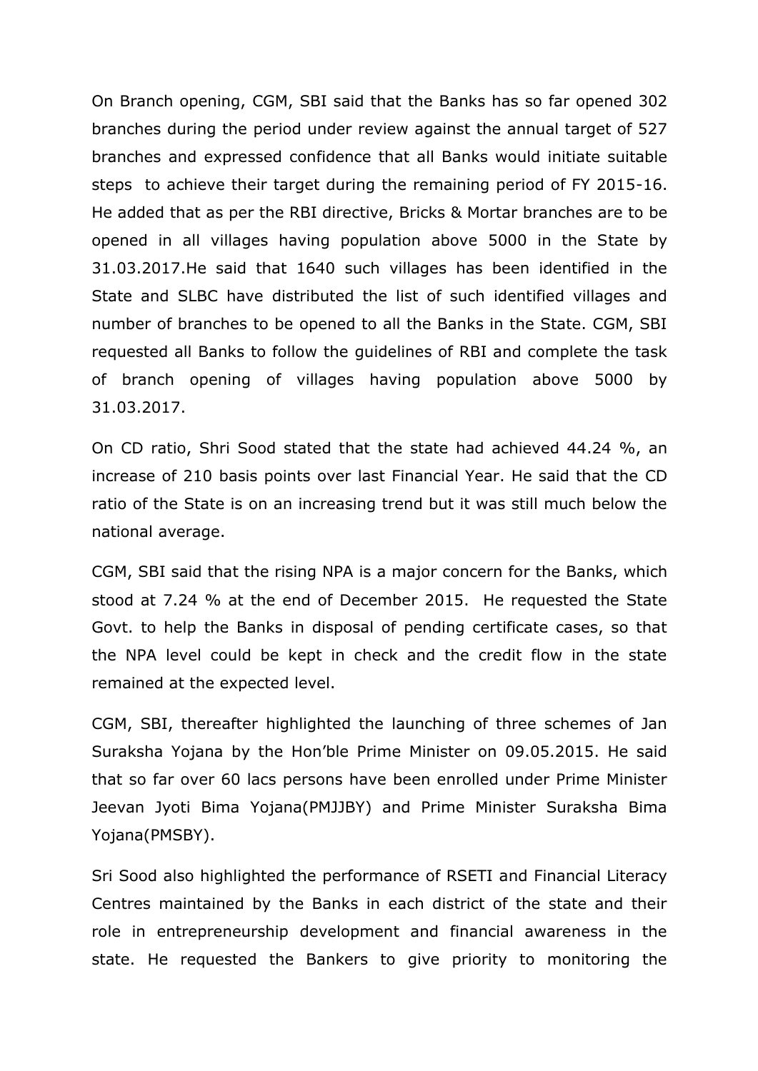On Branch opening, CGM, SBI said that the Banks has so far opened 302 branches during the period under review against the annual target of 527 branches and expressed confidence that all Banks would initiate suitable steps to achieve their target during the remaining period of FY 2015-16. He added that as per the RBI directive, Bricks & Mortar branches are to be opened in all villages having population above 5000 in the State by 31.03.2017.He said that 1640 such villages has been identified in the State and SLBC have distributed the list of such identified villages and number of branches to be opened to all the Banks in the State. CGM, SBI requested all Banks to follow the guidelines of RBI and complete the task of branch opening of villages having population above 5000 by 31.03.2017.

On CD ratio, Shri Sood stated that the state had achieved 44.24 %, an increase of 210 basis points over last Financial Year. He said that the CD ratio of the State is on an increasing trend but it was still much below the national average.

CGM, SBI said that the rising NPA is a major concern for the Banks, which stood at 7.24 % at the end of December 2015. He requested the State Govt. to help the Banks in disposal of pending certificate cases, so that the NPA level could be kept in check and the credit flow in the state remained at the expected level.

CGM, SBI, thereafter highlighted the launching of three schemes of Jan Suraksha Yojana by the Hon'ble Prime Minister on 09.05.2015. He said that so far over 60 lacs persons have been enrolled under Prime Minister Jeevan Jyoti Bima Yojana(PMJJBY) and Prime Minister Suraksha Bima Yojana(PMSBY).

Sri Sood also highlighted the performance of RSETI and Financial Literacy Centres maintained by the Banks in each district of the state and their role in entrepreneurship development and financial awareness in the state. He requested the Bankers to give priority to monitoring the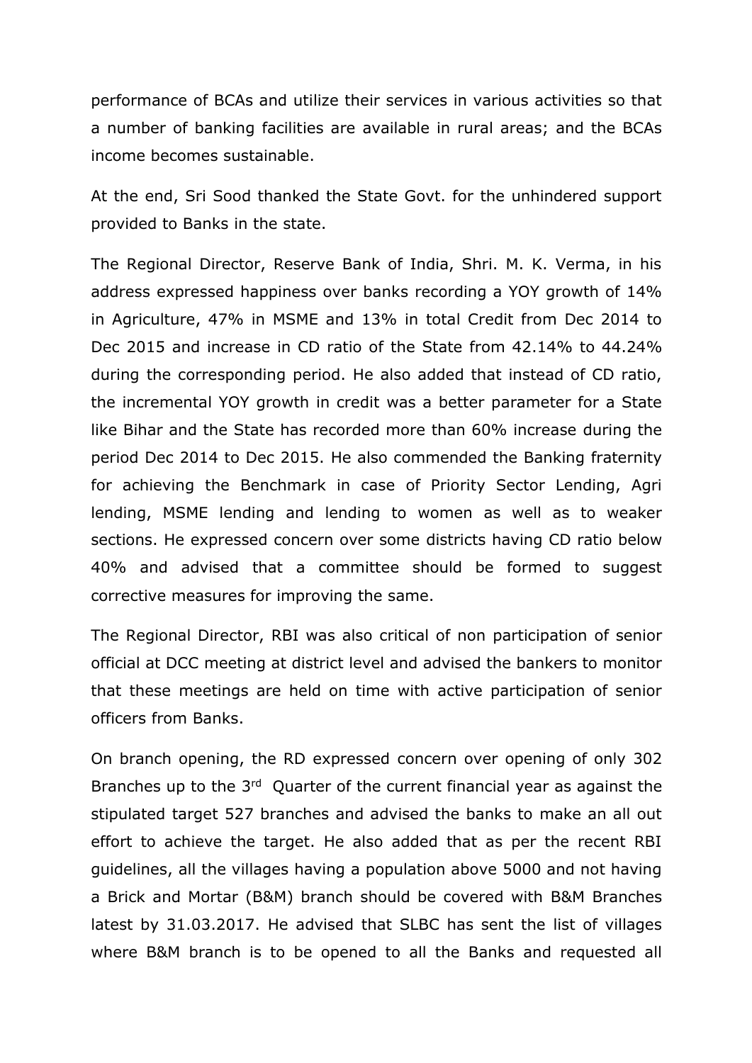performance of BCAs and utilize their services in various activities so that a number of banking facilities are available in rural areas; and the BCAs income becomes sustainable.

At the end, Sri Sood thanked the State Govt. for the unhindered support provided to Banks in the state.

The Regional Director, Reserve Bank of India, Shri. M. K. Verma, in his address expressed happiness over banks recording a YOY growth of 14% in Agriculture, 47% in MSME and 13% in total Credit from Dec 2014 to Dec 2015 and increase in CD ratio of the State from 42.14% to 44.24% during the corresponding period. He also added that instead of CD ratio, the incremental YOY growth in credit was a better parameter for a State like Bihar and the State has recorded more than 60% increase during the period Dec 2014 to Dec 2015. He also commended the Banking fraternity for achieving the Benchmark in case of Priority Sector Lending, Agri lending, MSME lending and lending to women as well as to weaker sections. He expressed concern over some districts having CD ratio below 40% and advised that a committee should be formed to suggest corrective measures for improving the same.

The Regional Director, RBI was also critical of non participation of senior official at DCC meeting at district level and advised the bankers to monitor that these meetings are held on time with active participation of senior officers from Banks.

On branch opening, the RD expressed concern over opening of only 302 Branches up to the 3rd Quarter of the current financial year as against the stipulated target 527 branches and advised the banks to make an all out effort to achieve the target. He also added that as per the recent RBI guidelines, all the villages having a population above 5000 and not having a Brick and Mortar (B&M) branch should be covered with B&M Branches latest by 31.03.2017. He advised that SLBC has sent the list of villages where B&M branch is to be opened to all the Banks and requested all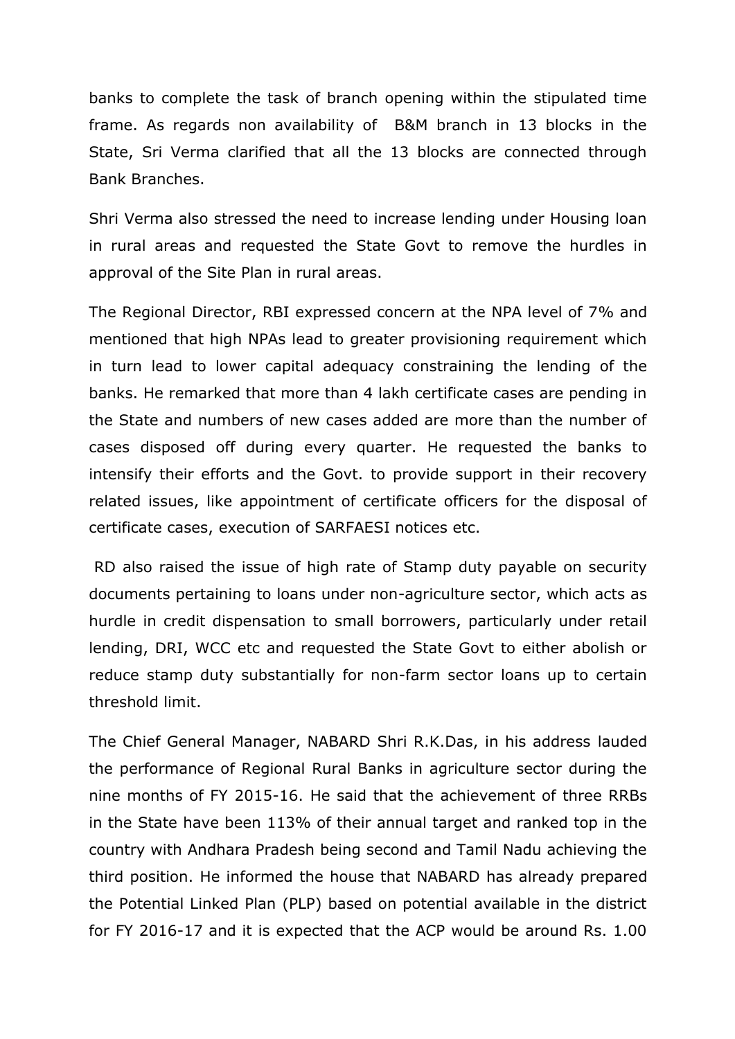banks to complete the task of branch opening within the stipulated time frame. As regards non availability of B&M branch in 13 blocks in the State, Sri Verma clarified that all the 13 blocks are connected through Bank Branches.

Shri Verma also stressed the need to increase lending under Housing loan in rural areas and requested the State Govt to remove the hurdles in approval of the Site Plan in rural areas.

The Regional Director, RBI expressed concern at the NPA level of 7% and mentioned that high NPAs lead to greater provisioning requirement which in turn lead to lower capital adequacy constraining the lending of the banks. He remarked that more than 4 lakh certificate cases are pending in the State and numbers of new cases added are more than the number of cases disposed off during every quarter. He requested the banks to intensify their efforts and the Govt. to provide support in their recovery related issues, like appointment of certificate officers for the disposal of certificate cases, execution of SARFAESI notices etc.

RD also raised the issue of high rate of Stamp duty payable on security documents pertaining to loans under non-agriculture sector, which acts as hurdle in credit dispensation to small borrowers, particularly under retail lending, DRI, WCC etc and requested the State Govt to either abolish or reduce stamp duty substantially for non-farm sector loans up to certain threshold limit.

The Chief General Manager, NABARD Shri R.K.Das, in his address lauded the performance of Regional Rural Banks in agriculture sector during the nine months of FY 2015-16. He said that the achievement of three RRBs in the State have been 113% of their annual target and ranked top in the country with Andhara Pradesh being second and Tamil Nadu achieving the third position. He informed the house that NABARD has already prepared the Potential Linked Plan (PLP) based on potential available in the district for FY 2016-17 and it is expected that the ACP would be around Rs. 1.00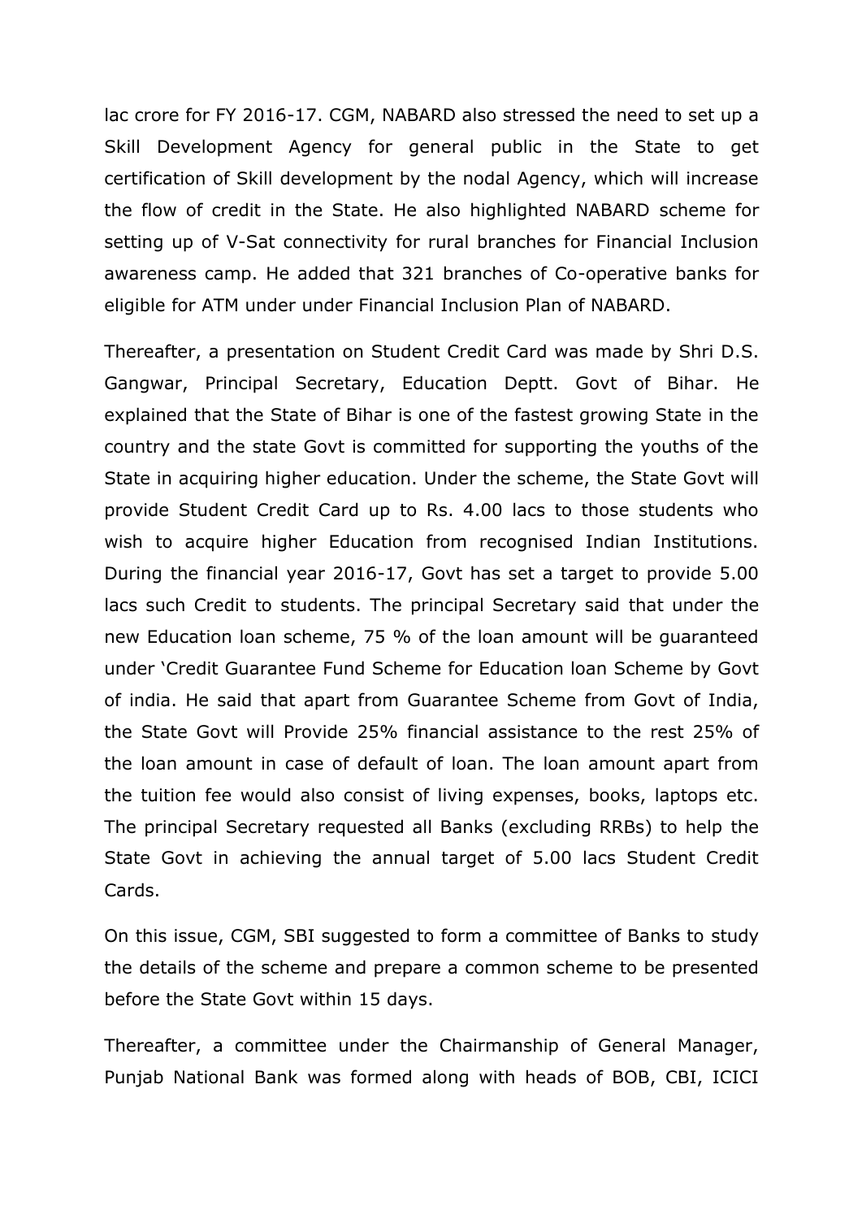lac crore for FY 2016-17. CGM, NABARD also stressed the need to set up a Skill Development Agency for general public in the State to get certification of Skill development by the nodal Agency, which will increase the flow of credit in the State. He also highlighted NABARD scheme for setting up of V-Sat connectivity for rural branches for Financial Inclusion awareness camp. He added that 321 branches of Co-operative banks for eligible for ATM under under Financial Inclusion Plan of NABARD.

Thereafter, a presentation on Student Credit Card was made by Shri D.S. Gangwar, Principal Secretary, Education Deptt. Govt of Bihar. He explained that the State of Bihar is one of the fastest growing State in the country and the state Govt is committed for supporting the youths of the State in acquiring higher education. Under the scheme, the State Govt will provide Student Credit Card up to Rs. 4.00 lacs to those students who wish to acquire higher Education from recognised Indian Institutions. During the financial year 2016-17, Govt has set a target to provide 5.00 lacs such Credit to students. The principal Secretary said that under the new Education loan scheme, 75 % of the loan amount will be guaranteed under 'Credit Guarantee Fund Scheme for Education loan Scheme by Govt of india. He said that apart from Guarantee Scheme from Govt of India, the State Govt will Provide 25% financial assistance to the rest 25% of the loan amount in case of default of loan. The loan amount apart from the tuition fee would also consist of living expenses, books, laptops etc. The principal Secretary requested all Banks (excluding RRBs) to help the State Govt in achieving the annual target of 5.00 lacs Student Credit Cards.

On this issue, CGM, SBI suggested to form a committee of Banks to study the details of the scheme and prepare a common scheme to be presented before the State Govt within 15 days.

Thereafter, a committee under the Chairmanship of General Manager, Punjab National Bank was formed along with heads of BOB, CBI, ICICI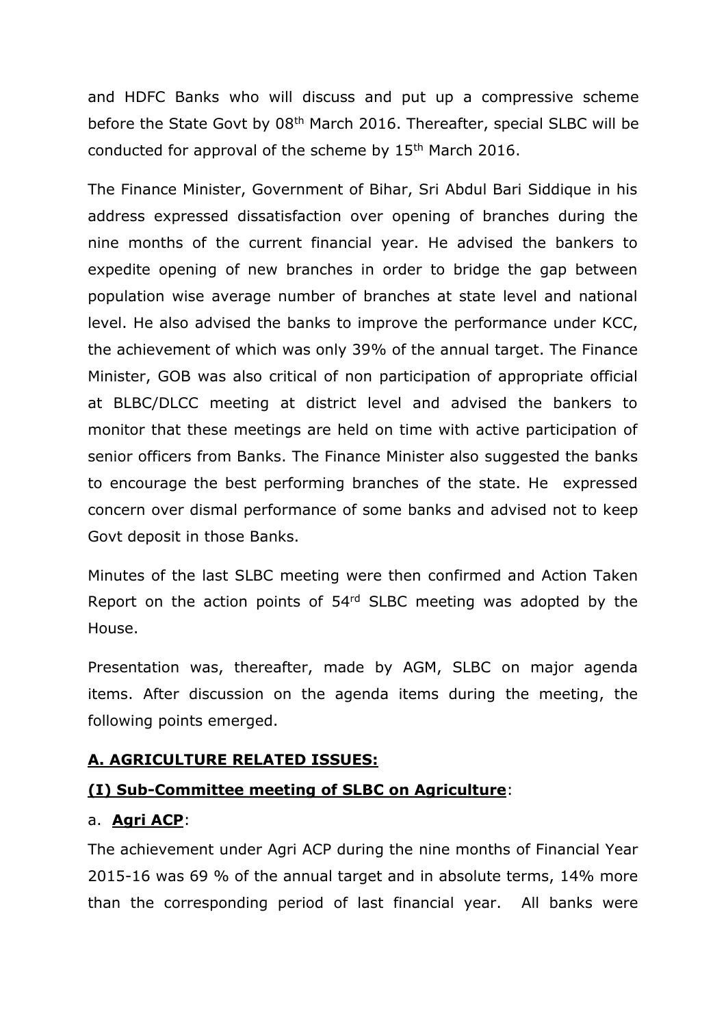and HDFC Banks who will discuss and put up a compressive scheme before the State Govt by 08th March 2016. Thereafter, special SLBC will be conducted for approval of the scheme by 15th March 2016.

The Finance Minister, Government of Bihar, Sri Abdul Bari Siddique in his address expressed dissatisfaction over opening of branches during the nine months of the current financial year. He advised the bankers to expedite opening of new branches in order to bridge the gap between population wise average number of branches at state level and national level. He also advised the banks to improve the performance under KCC, the achievement of which was only 39% of the annual target. The Finance Minister, GOB was also critical of non participation of appropriate official at BLBC/DLCC meeting at district level and advised the bankers to monitor that these meetings are held on time with active participation of senior officers from Banks. The Finance Minister also suggested the banks to encourage the best performing branches of the state. He expressed concern over dismal performance of some banks and advised not to keep Govt deposit in those Banks.

Minutes of the last SLBC meeting were then confirmed and Action Taken Report on the action points of 54rd SLBC meeting was adopted by the House.

Presentation was, thereafter, made by AGM, SLBC on major agenda items. After discussion on the agenda items during the meeting, the following points emerged.

**A. AGRICULTURE RELATED ISSUES:**

**(I) Sub-Committee meeting of SLBC on Agriculture**:

a. **Agri ACP**:

The achievement under Agri ACP during the nine months of Financial Year 2015-16 was 69 % of the annual target and in absolute terms, 14% more than the corresponding period of last financial year. All banks were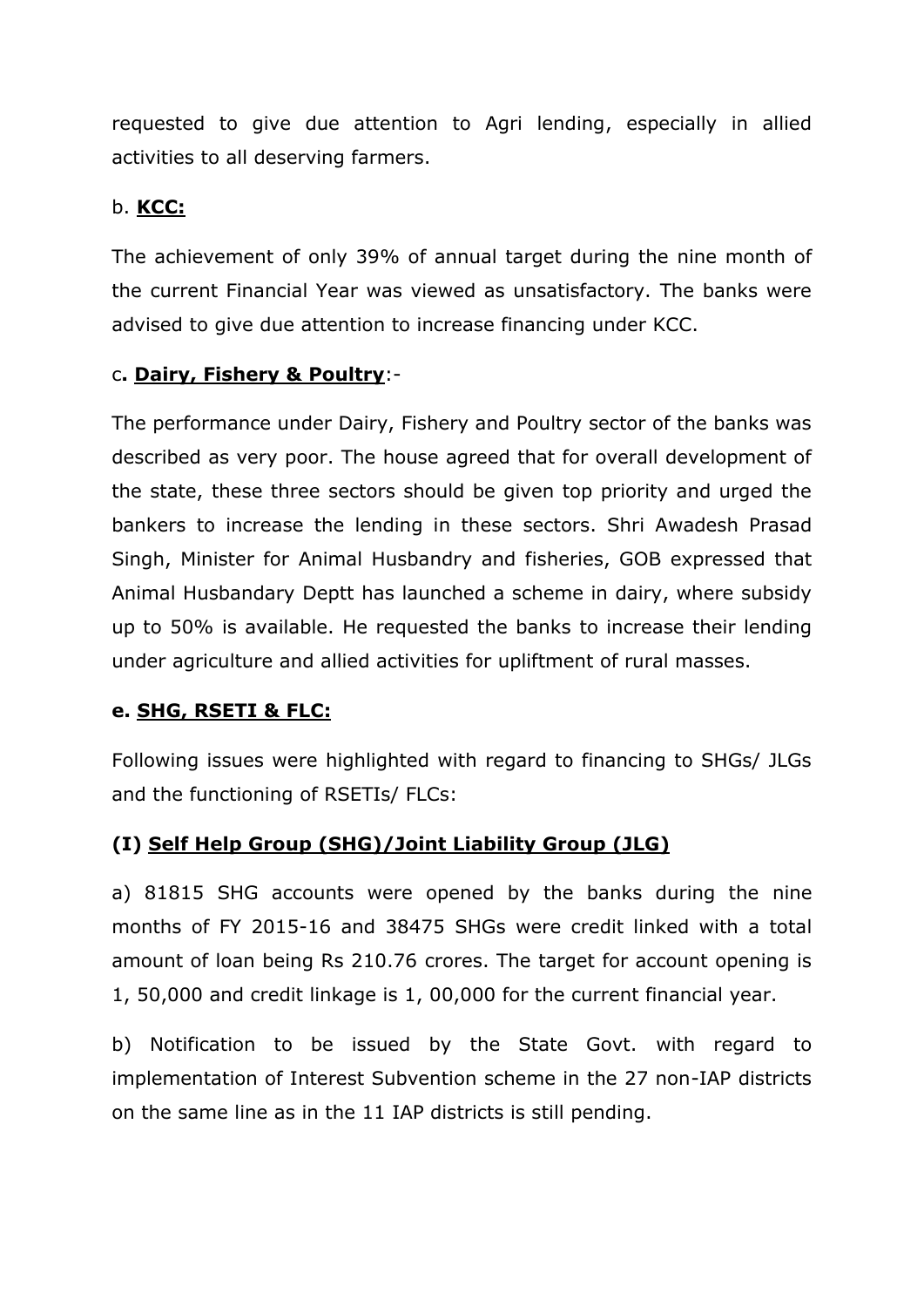requested to give due attention to Agri lending, especially in allied activities to all deserving farmers.

b. **KCC:**

The achievement of only 39% of annual target during the nine month of the current Financial Year was viewed as unsatisfactory. The banks were advised to give due attention to increase financing under KCC.

c**. Dairy, Fishery & Poultry**:-

The performance under Dairy, Fishery and Poultry sector of the banks was described as very poor. The house agreed that for overall development of the state, these three sectors should be given top priority and urged the bankers to increase the lending in these sectors. Shri Awadesh Prasad Singh, Minister for Animal Husbandry and fisheries, GOB expressed that Animal Husbandary Deptt has launched a scheme in dairy, where subsidy up to 50% is available. He requested the banks to increase their lending under agriculture and allied activities for upliftment of rural masses.

**e. SHG, RSETI & FLC:**

Following issues were highlighted with regard to financing to SHGs/ JLGs and the functioning of RSETIs/ FLCs:

**(I) Self Help Group (SHG)/Joint Liability Group (JLG)**

a) 81815 SHG accounts were opened by the banks during the nine months of FY 2015-16 and 38475 SHGs were credit linked with a total amount of loan being Rs 210.76 crores. The target for account opening is 1, 50,000 and credit linkage is 1, 00,000 for the current financial year.

b) Notification to be issued by the State Govt. with regard to implementation of Interest Subvention scheme in the 27 non-IAP districts on the same line as in the 11 IAP districts is still pending.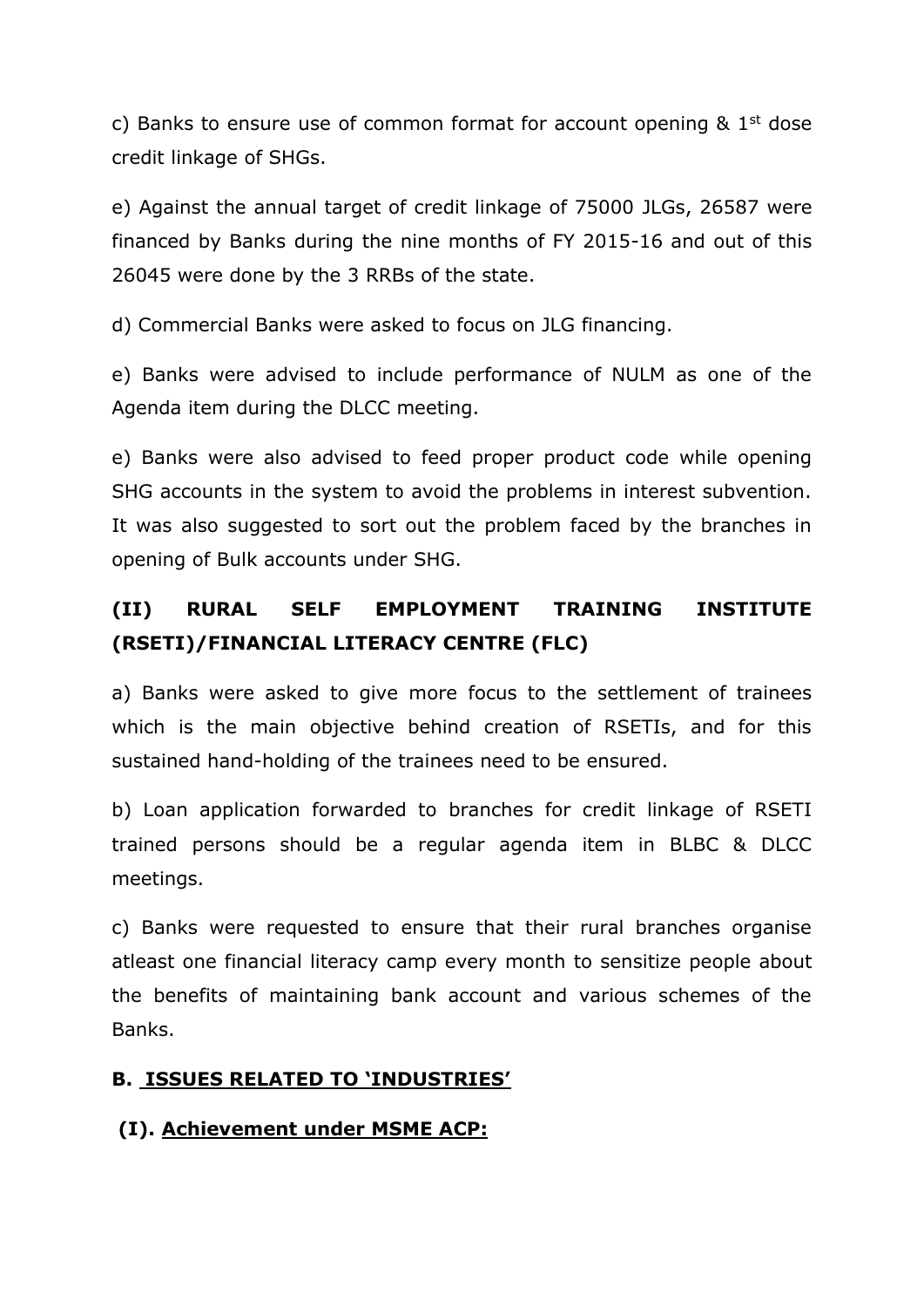c) Banks to ensure use of common format for account opening & 1st dose credit linkage of SHGs.

e) Against the annual target of credit linkage of 75000 JLGs, 26587 were financed by Banks during the nine months of FY 2015-16 and out of this 26045 were done by the 3 RRBs of the state.

d) Commercial Banks were asked to focus on JLG financing.

e) Banks were advised to include performance of NULM as one of the Agenda item during the DLCC meeting.

e) Banks were also advised to feed proper product code while opening SHG accounts in the system to avoid the problems in interest subvention. It was also suggested to sort out the problem faced by the branches in opening of Bulk accounts under SHG.

**(II) RURAL SELF EMPLOYMENT TRAINING INSTITUTE (RSETI)/FINANCIAL LITERACY CENTRE (FLC)**

a) Banks were asked to give more focus to the settlement of trainees which is the main objective behind creation of RSETIs, and for this sustained hand-holding of the trainees need to be ensured.

b) Loan application forwarded to branches for credit linkage of RSETI trained persons should be a regular agenda item in BLBC & DLCC meetings.

c) Banks were requested to ensure that their rural branches organise atleast one financial literacy camp every month to sensitize people about the benefits of maintaining bank account and various schemes of the Banks.

## B. ISSUES RELATED TO 'INDUSTRIES'

**(I). Achievement under MSME ACP:**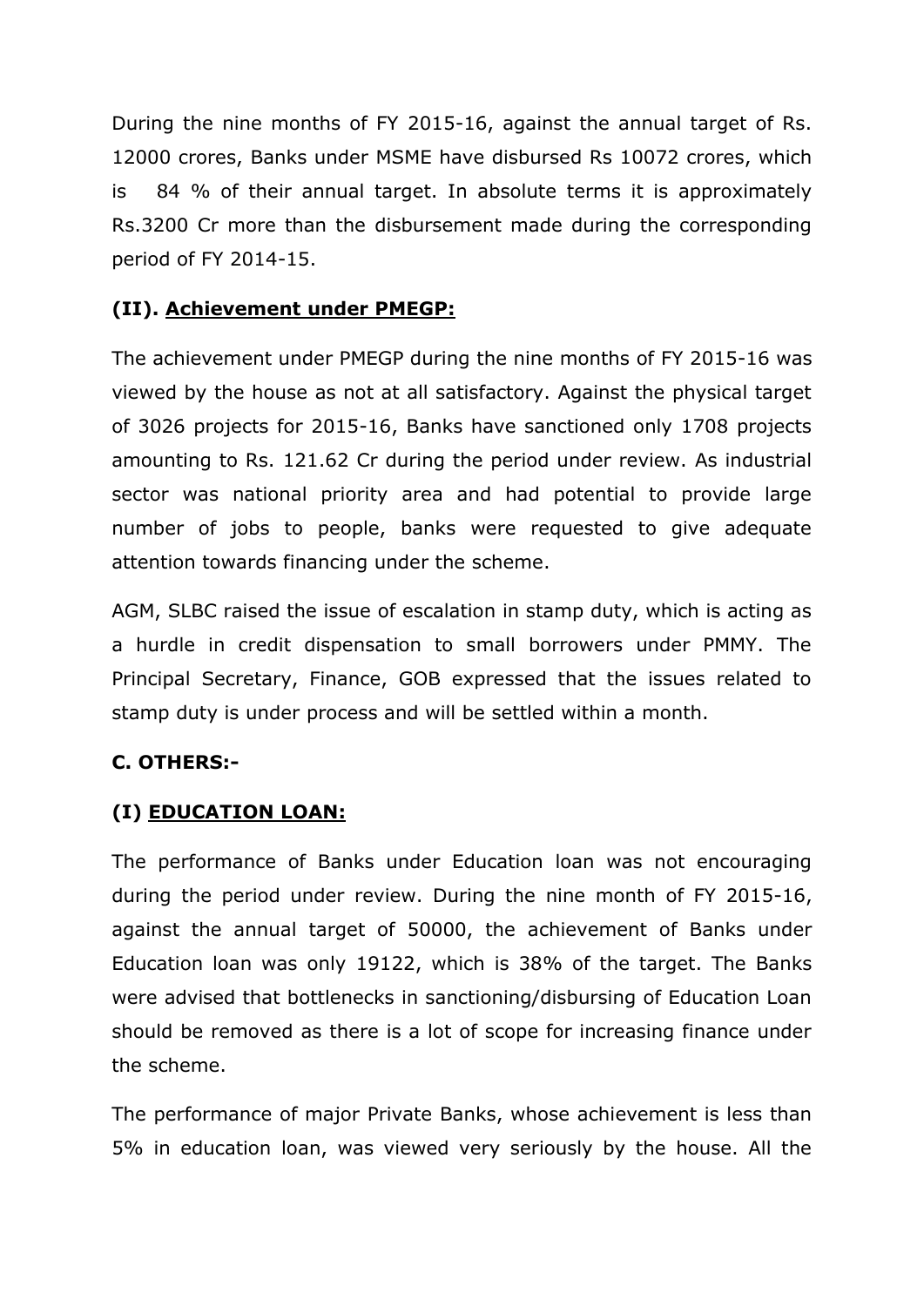During the nine months of FY 2015-16, against the annual target of Rs. 12000 crores, Banks under MSME have disbursed Rs 10072 crores, which is 84 % of their annual target. In absolute terms it is approximately Rs.3200 Cr more than the disbursement made during the corresponding period of FY 2014-15.

**(II). Achievement under PMEGP:**

The achievement under PMEGP during the nine months of FY 2015-16 was viewed by the house as not at all satisfactory. Against the physical target of 3026 projects for 2015-16, Banks have sanctioned only 1708 projects amounting to Rs. 121.62 Cr during the period under review. As industrial sector was national priority area and had potential to provide large number of jobs to people, banks were requested to give adequate attention towards financing under the scheme.

AGM, SLBC raised the issue of escalation in stamp duty, which is acting as a hurdle in credit dispensation to small borrowers under PMMY. The Principal Secretary, Finance, GOB expressed that the issues related to stamp duty is under process and will be settled within a month.

**C. OTHERS:-**

**(I) EDUCATION LOAN:**

The performance of Banks under Education loan was not encouraging during the period under review. During the nine month of FY 2015-16, against the annual target of 50000, the achievement of Banks under Education loan was only 19122, which is 38% of the target. The Banks were advised that bottlenecks in sanctioning/disbursing of Education Loan should be removed as there is a lot of scope for increasing finance under the scheme.

The performance of major Private Banks, whose achievement is less than 5% in education loan, was viewed very seriously by the house. All the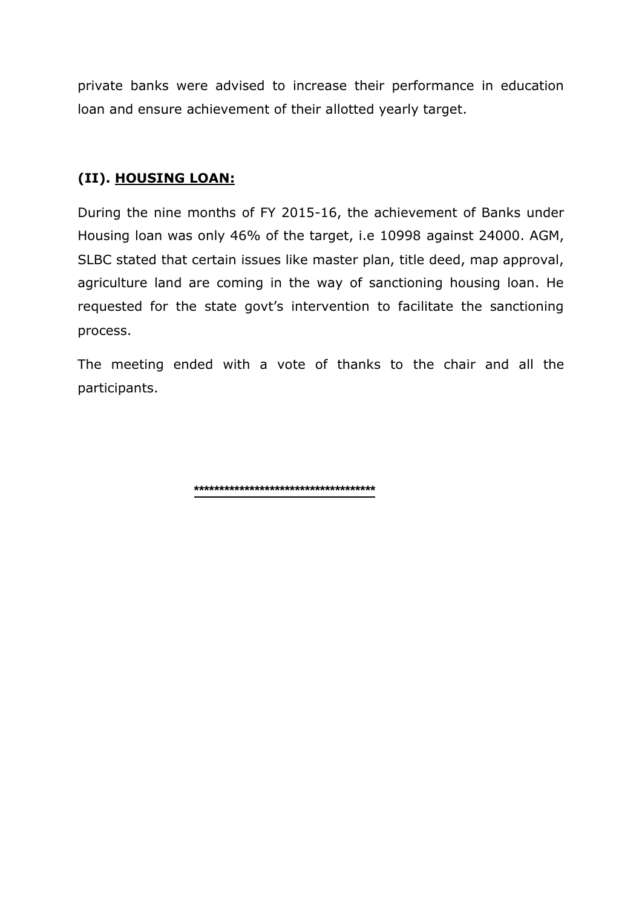private banks were advised to increase their performance in education loan and ensure achievement of their allotted yearly target.

**(II). HOUSING LOAN:**

During the nine months of FY 2015-16, the achievement of Banks under Housing loan was only 46% of the target, i.e 10998 against 24000. AGM, SLBC stated that certain issues like master plan, title deed, map approval, agriculture land are coming in the way of sanctioning housing loan. He requested for the state govt's intervention to facilitate the sanctioning process.

The meeting ended with a vote of thanks to the chair and all the participants.

*************************************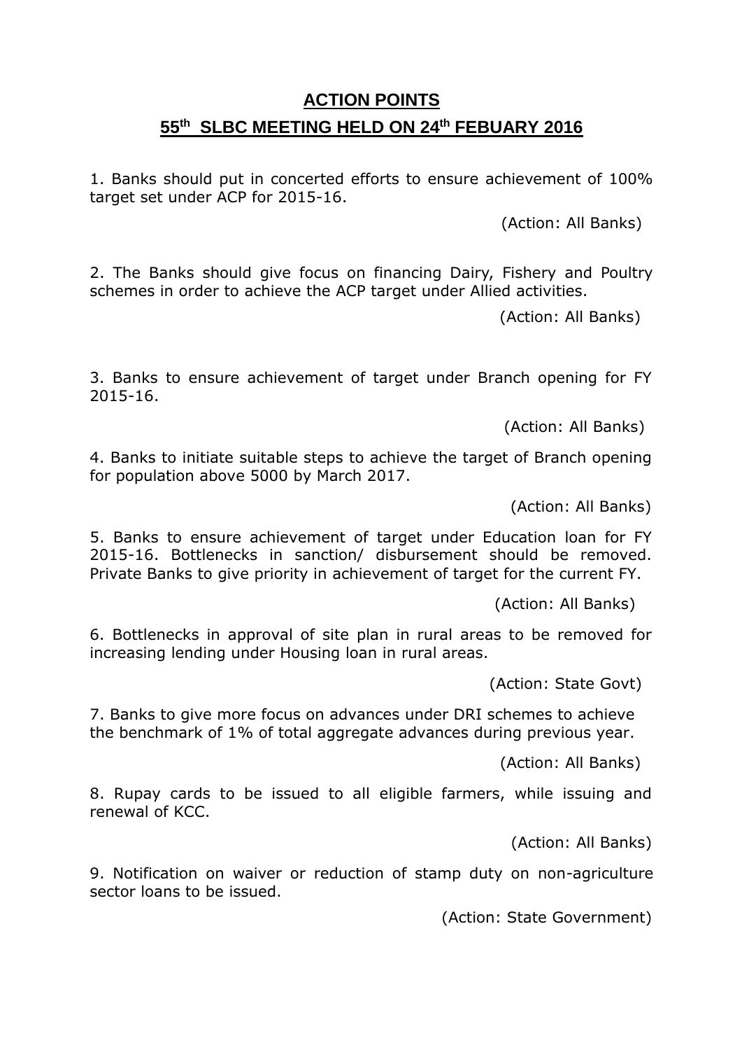# ACTION POINTS

## 55th SLBC MEETING HELD ON 24th FEBUARY 2016

1. Banks should put in concerted efforts to ensure achievement of 100% target set under ACP for 2015-16.

(Action: All Banks)

2. The Banks should give focus on financing Dairy, Fishery and Poultry schemes in order to achieve the ACP target under Allied activities.

(Action: All Banks)

3. Banks to ensure achievement of target under Branch opening for FY 2015-16.

(Action: All Banks)

4. Banks to initiate suitable steps to achieve the target of Branch opening for population above 5000 by March 2017.

(Action: All Banks)

5. Banks to ensure achievement of target under Education loan for FY 2015-16. Bottlenecks in sanction/ disbursement should be removed. Private Banks to give priority in achievement of target for the current FY.

(Action: All Banks)

6. Bottlenecks in approval of site plan in rural areas to be removed for increasing lending under Housing loan in rural areas.

(Action: State Govt)

7. Banks to give more focus on advances under DRI schemes to achieve the benchmark of 1% of total aggregate advances during previous year.

(Action: All Banks)

8. Rupay cards to be issued to all eligible farmers, while issuing and renewal of KCC.

(Action: All Banks)

9. Notification on waiver or reduction of stamp duty on non-agriculture sector loans to be issued.

(Action: State Government)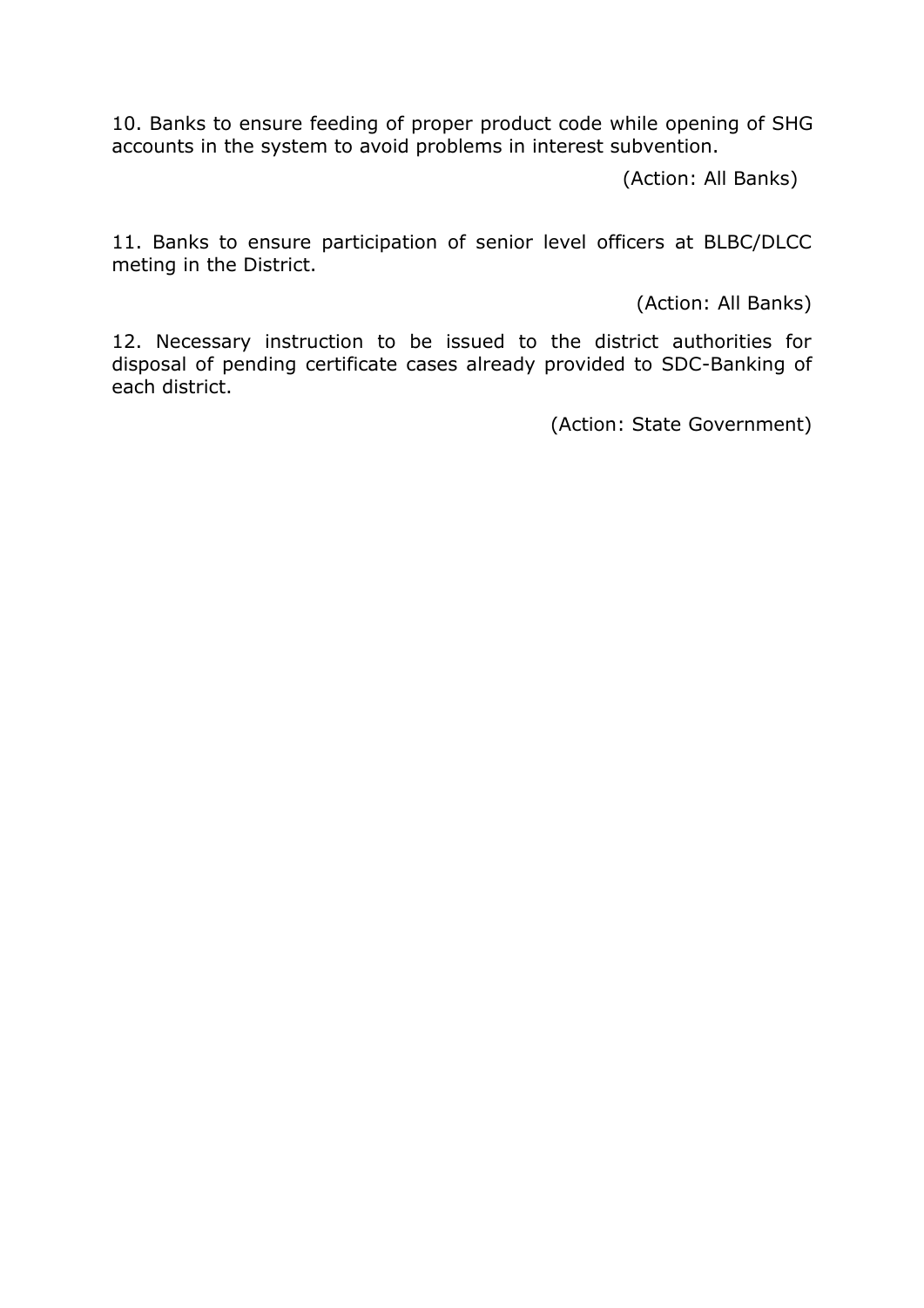10. Banks to ensure feeding of proper product code while opening of SHG accounts in the system to avoid problems in interest subvention.

(Action: All Banks)

11. Banks to ensure participation of senior level officers at BLBC/DLCC meting in the District.

(Action: All Banks)

12. Necessary instruction to be issued to the district authorities for disposal of pending certificate cases already provided to SDC-Banking of each district.

(Action: State Government)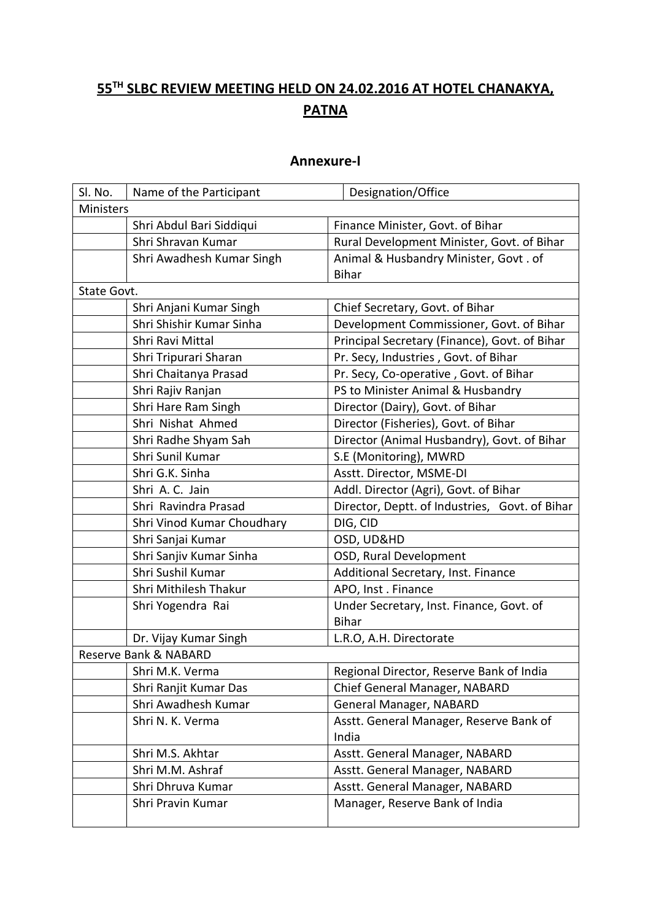# 55[TH] SLBC REVIEW MEETING HELD ON 24.02.2016 AT HOTEL CHANAKYA, PATNA

## Annexure-I

| Sl. No. | Name of the Participant | Designation/Office |
|---|---|---|
| Ministers | | |
| | Shri Abdul Bari Siddiqui | Finance Minister, Govt. of Bihar |
| | Shri Shravan Kumar | Rural Development Minister, Govt. of Bihar |
| | Shri Awadhesh Kumar Singh | Animal & Husbandry Minister, Govt . of Bihar |
| State Govt. | | |
| | Shri Anjani Kumar Singh | Chief Secretary, Govt. of Bihar |
| | Shri Shishir Kumar Sinha | Development Commissioner, Govt. of Bihar |
| | Shri Ravi Mittal | Principal Secretary (Finance), Govt. of Bihar |
| | Shri Tripurari Sharan | Pr. Secy, Industries , Govt. of Bihar |
| | Shri Chaitanya Prasad | Pr. Secy, Co-operative , Govt. of Bihar |
| | Shri Rajiv Ranjan | PS to Minister Animal & Husbandry |
| | Shri Hare Ram Singh | Director (Dairy), Govt. of Bihar |
| | Shri Nishat Ahmed | Director (Fisheries), Govt. of Bihar |
| | Shri Radhe Shyam Sah | Director (Animal Husbandry), Govt. of Bihar |
| | Shri Sunil Kumar | S.E (Monitoring), MWRD |
| | Shri G.K. Sinha | Asstt. Director, MSME-DI |
| | Shri A. C. Jain | Addl. Director (Agri), Govt. of Bihar |
| | Shri Ravindra Prasad | Director, Deptt. of Industries, Govt. of Bihar |
| | Shri Vinod Kumar Choudhary | DIG, CID |
| | Shri Sanjai Kumar | OSD, UD&HD |
| | Shri Sanjiv Kumar Sinha | OSD, Rural Development |
| | Shri Sushil Kumar | Additional Secretary, Inst. Finance |
| | Shri Mithilesh Thakur | APO, Inst . Finance |
| | Shri Yogendra Rai | Under Secretary, Inst. Finance, Govt. of Bihar |
| | Dr. Vijay Kumar Singh | L.R.O, A.H. Directorate |
| Reserve Bank & NABARD | | |
| | Shri M.K. Verma | Regional Director, Reserve Bank of India |
| | Shri Ranjit Kumar Das | Chief General Manager, NABARD |
| | Shri Awadhesh Kumar | General Manager, NABARD |
| | Shri N. K. Verma | Asstt. General Manager, Reserve Bank of India |
| | Shri M.S. Akhtar | Asstt. General Manager, NABARD |
| | Shri M.M. Ashraf | Asstt. General Manager, NABARD |
| | Shri Dhruva Kumar | Asstt. General Manager, NABARD |
| | Shri Pravin Kumar | Manager, Reserve Bank of India |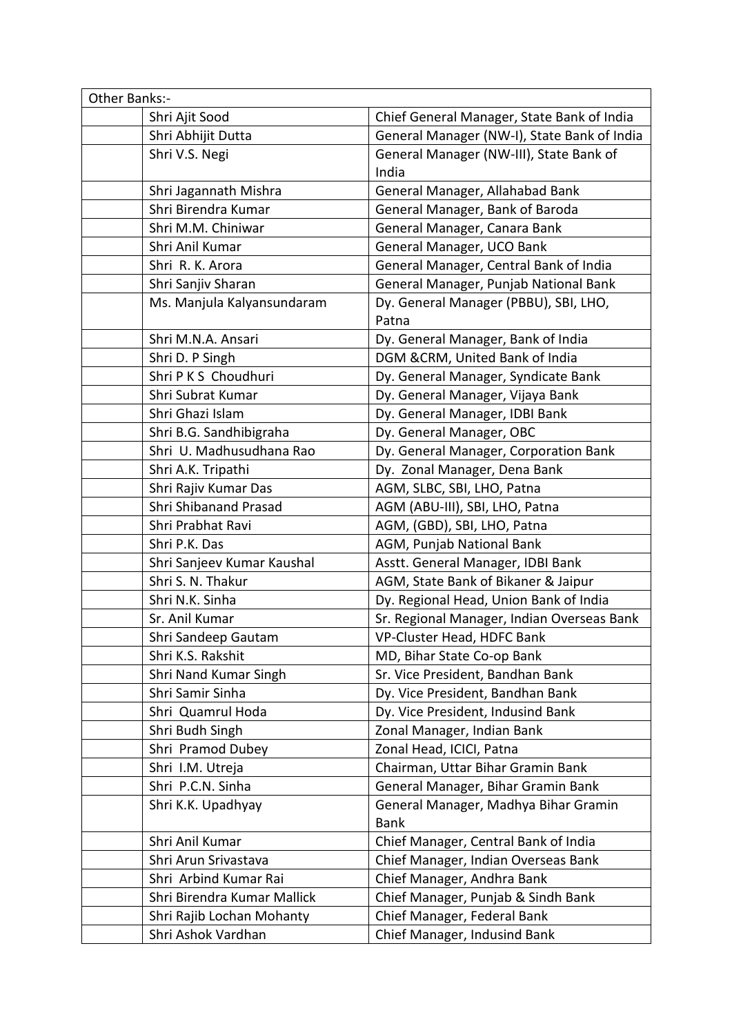| Other Banks:- | | |
|---|---|---|
| | Shri Ajit Sood | Chief General Manager, State Bank of India |
| | Shri Abhijit Dutta | General Manager (NW-I), State Bank of India |
| | Shri V.S. Negi | General Manager (NW-III), State Bank of India |
| | Shri Jagannath Mishra | General Manager, Allahabad Bank |
| | Shri Birendra Kumar | General Manager, Bank of Baroda |
| | Shri M.M. Chiniwar | General Manager, Canara Bank |
| | Shri Anil Kumar | General Manager, UCO Bank |
| | Shri R. K. Arora | General Manager, Central Bank of India |
| | Shri Sanjiv Sharan | General Manager, Punjab National Bank |
| | Ms. Manjula Kalyansundaram | Dy. General Manager (PBBU), SBI, LHO, Patna |
| | Shri M.N.A. Ansari | Dy. General Manager, Bank of India |
| | Shri D. P Singh | DGM &CRM, United Bank of India |
| | Shri P K S Choudhuri | Dy. General Manager, Syndicate Bank |
| | Shri Subrat Kumar | Dy. General Manager, Vijaya Bank |
| | Shri Ghazi Islam | Dy. General Manager, IDBI Bank |
| | Shri B.G. Sandhibigraha | Dy. General Manager, OBC |
| | Shri U. Madhusudhana Rao | Dy. General Manager, Corporation Bank |
| | Shri A.K. Tripathi | Dy. Zonal Manager, Dena Bank |
| | Shri Rajiv Kumar Das | AGM, SLBC, SBI, LHO, Patna |
| | Shri Shibanand Prasad | AGM (ABU-III), SBI, LHO, Patna |
| | Shri Prabhat Ravi | AGM, (GBD), SBI, LHO, Patna |
| | Shri P.K. Das | AGM, Punjab National Bank |
| | Shri Sanjeev Kumar Kaushal | Asstt. General Manager, IDBI Bank |
| | Shri S. N. Thakur | AGM, State Bank of Bikaner & Jaipur |
| | Shri N.K. Sinha | Dy. Regional Head, Union Bank of India |
| | Sr. Anil Kumar | Sr. Regional Manager, Indian Overseas Bank |
| | Shri Sandeep Gautam | VP-Cluster Head, HDFC Bank |
| | Shri K.S. Rakshit | MD, Bihar State Co-op Bank |
| | Shri Nand Kumar Singh | Sr. Vice President, Bandhan Bank |
| | Shri Samir Sinha | Dy. Vice President, Bandhan Bank |
| | Shri Quamrul Hoda | Dy. Vice President, Indusind Bank |
| | Shri Budh Singh | Zonal Manager, Indian Bank |
| | Shri Pramod Dubey | Zonal Head, ICICI, Patna |
| | Shri I.M. Utreja | Chairman, Uttar Bihar Gramin Bank |
| | Shri P.C.N. Sinha | General Manager, Bihar Gramin Bank |
| | Shri K.K. Upadhyay | General Manager, Madhya Bihar Gramin Bank |
| | Shri Anil Kumar | Chief Manager, Central Bank of India |
| | Shri Arun Srivastava | Chief Manager, Indian Overseas Bank |
| | Shri Arbind Kumar Rai | Chief Manager, Andhra Bank |
| | Shri Birendra Kumar Mallick | Chief Manager, Punjab & Sindh Bank |
| | Shri Rajib Lochan Mohanty | Chief Manager, Federal Bank |
| | Shri Ashok Vardhan | Chief Manager, Indusind Bank |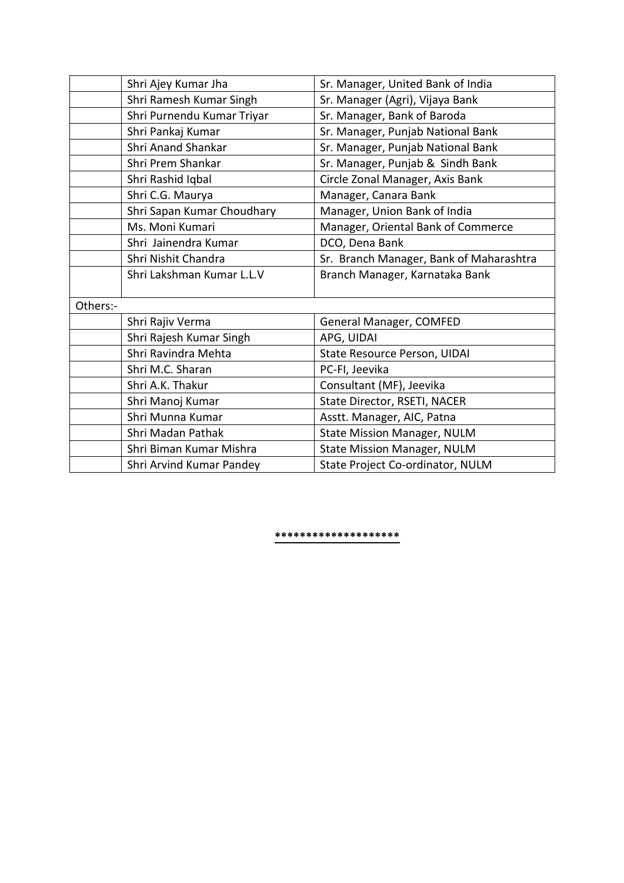| | | |
|---|---|---|
| | Shri Ajey Kumar Jha | Sr. Manager, United Bank of India |
| | Shri Ramesh Kumar Singh | Sr. Manager (Agri), Vijaya Bank |
| | Shri Purnendu Kumar Triyar | Sr. Manager, Bank of Baroda |
| | Shri Pankaj Kumar | Sr. Manager, Punjab National Bank |
| | Shri Anand Shankar | Sr. Manager, Punjab National Bank |
| | Shri Prem Shankar | Sr. Manager, Punjab & Sindh Bank |
| | Shri Rashid Iqbal | Circle Zonal Manager, Axis Bank |
| | Shri C.G. Maurya | Manager, Canara Bank |
| | Shri Sapan Kumar Choudhary | Manager, Union Bank of India |
| | Ms. Moni Kumari | Manager, Oriental Bank of Commerce |
| | Shri Jainendra Kumar | DCO, Dena Bank |
| | Shri Nishit Chandra | Sr. Branch Manager, Bank of Maharashtra |
| | Shri Lakshman Kumar L.L.V | Branch Manager, Karnataka Bank |
| Others:- | | |
| | Shri Rajiv Verma | General Manager, COMFED |
| | Shri Rajesh Kumar Singh | APG, UIDAI |
| | Shri Ravindra Mehta | State Resource Person, UIDAI |
| | Shri M.C. Sharan | PC-FI, Jeevika |
| | Shri A.K. Thakur | Consultant (MF), Jeevika |
| | Shri Manoj Kumar | State Director, RSETI, NACER |
| | Shri Munna Kumar | Asstt. Manager, AIC, Patna |
| | Shri Madan Pathak | State Mission Manager, NULM |
| | Shri Biman Kumar Mishra | State Mission Manager, NULM |
| | Shri Arvind Kumar Pandey | State Project Co-ordinator, NULM |

********************